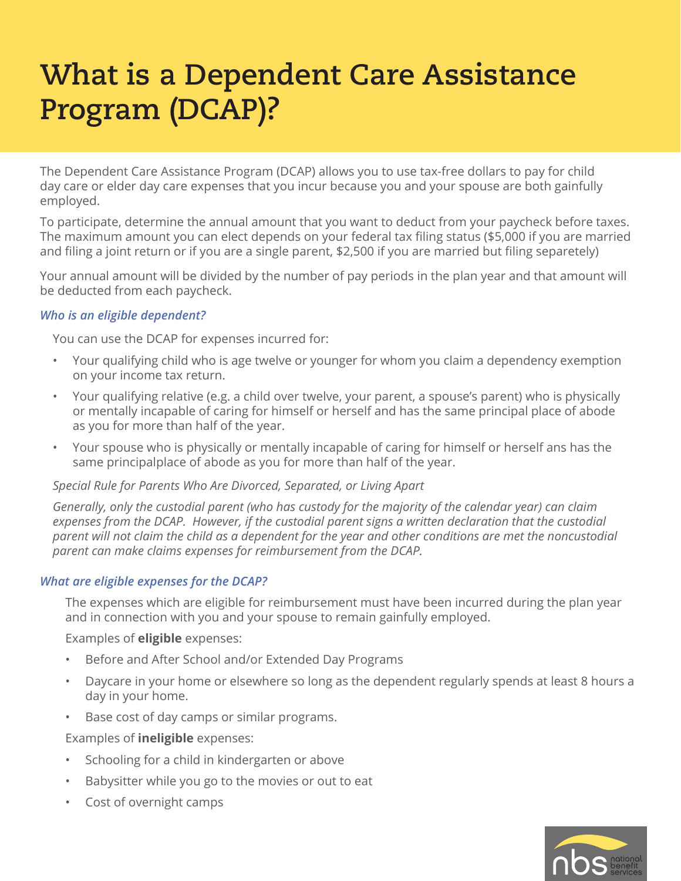# What is a Dependent Care Assistance Program (DCAP)?

The Dependent Care Assistance Program (DCAP) allows you to use tax-free dollars to pay for child day care or elder day care expenses that you incur because you and your spouse are both gainfully employed.

To participate, determine the annual amount that you want to deduct from your paycheck before taxes. The maximum amount you can elect depends on your federal tax filing status ($5,000 if you are married and filing a joint return or if you are a single parent, $2,500 if you are married but filing separetely)

Your annual amount will be divided by the number of pay periods in the plan year and that amount will be deducted from each paycheck.

### *Who is an eligible dependent?*

You can use the DCAP for expenses incurred for:

- Your qualifying child who is age twelve or younger for whom you claim a dependency exemption on your income tax return.
- Your qualifying relative (e.g. a child over twelve, your parent, a spouse's parent) who is physically or mentally incapable of caring for himself or herself and has the same principal place of abode as you for more than half of the year.
- Your spouse who is physically or mentally incapable of caring for himself or herself ans has the same principalplace of abode as you for more than half of the year.

*Special Rule for Parents Who Are Divorced, Separated, or Living Apart*

*Generally, only the custodial parent (who has custody for the majority of the calendar year) can claim expenses from the DCAP. However, if the custodial parent signs a written declaration that the custodial parent will not claim the child as a dependent for the year and other conditions are met the noncustodial parent can make claims expenses for reimbursement from the DCAP.*

### *What are eligible expenses for the DCAP?*

The expenses which are eligible for reimbursement must have been incurred during the plan year and in connection with you and your spouse to remain gainfully employed.

Examples of **eligible** expenses:

- Before and After School and/or Extended Day Programs
- Daycare in your home or elsewhere so long as the dependent regularly spends at least 8 hours a day in your home.
- Base cost of day camps or similar programs.

Examples of **ineligible** expenses:

- Schooling for a child in kindergarten or above
- Babysitter while you go to the movies or out to eat
- Cost of overnight camps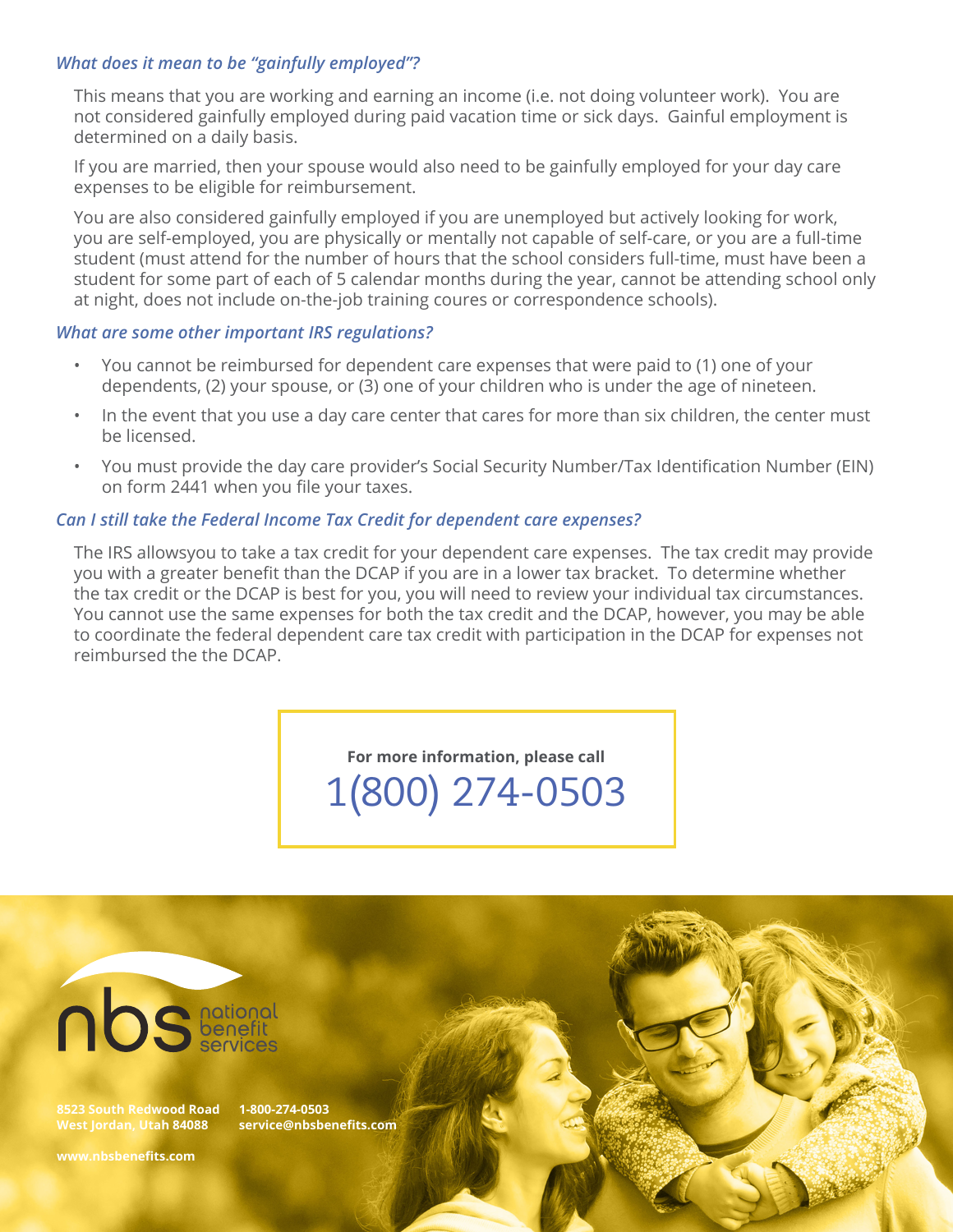### *What does it mean to be "gainfully employed"?*

This means that you are working and earning an income (i.e. not doing volunteer work). You are not considered gainfully employed during paid vacation time or sick days. Gainful employment is determined on a daily basis.

If you are married, then your spouse would also need to be gainfully employed for your day care expenses to be eligible for reimbursement.

You are also considered gainfully employed if you are unemployed but actively looking for work, you are self-employed, you are physically or mentally not capable of self-care, or you are a full-time student (must attend for the number of hours that the school considers full-time, must have been a student for some part of each of 5 calendar months during the year, cannot be attending school only at night, does not include on-the-job training coures or correspondence schools).

### *What are some other important IRS regulations?*

- You cannot be reimbursed for dependent care expenses that were paid to (1) one of your dependents, (2) your spouse, or (3) one of your children who is under the age of nineteen.
- In the event that you use a day care center that cares for more than six children, the center must be licensed.
- You must provide the day care provider's Social Security Number/Tax Identification Number (EIN) on form 2441 when you file your taxes.

### *Can I still take the Federal Income Tax Credit for dependent care expenses?*

The IRS allowsyou to take a tax credit for your dependent care expenses. The tax credit may provide you with a greater benefit than the DCAP if you are in a lower tax bracket. To determine whether the tax credit or the DCAP is best for you, you will need to review your individual tax circumstances. You cannot use the same expenses for both the tax credit and the DCAP, however, you may be able to coordinate the federal dependent care tax credit with participation in the DCAP for expenses not reimbursed the the DCAP.

**For more information, please call**

1(800) 274-0503

nbs national benefit services

**8523 South Redwood Road**
**West Jordan, Utah 84088**

**1-800-274-0503**
**service@nbsbenefits.com**

**www.nbsbenefits.com**